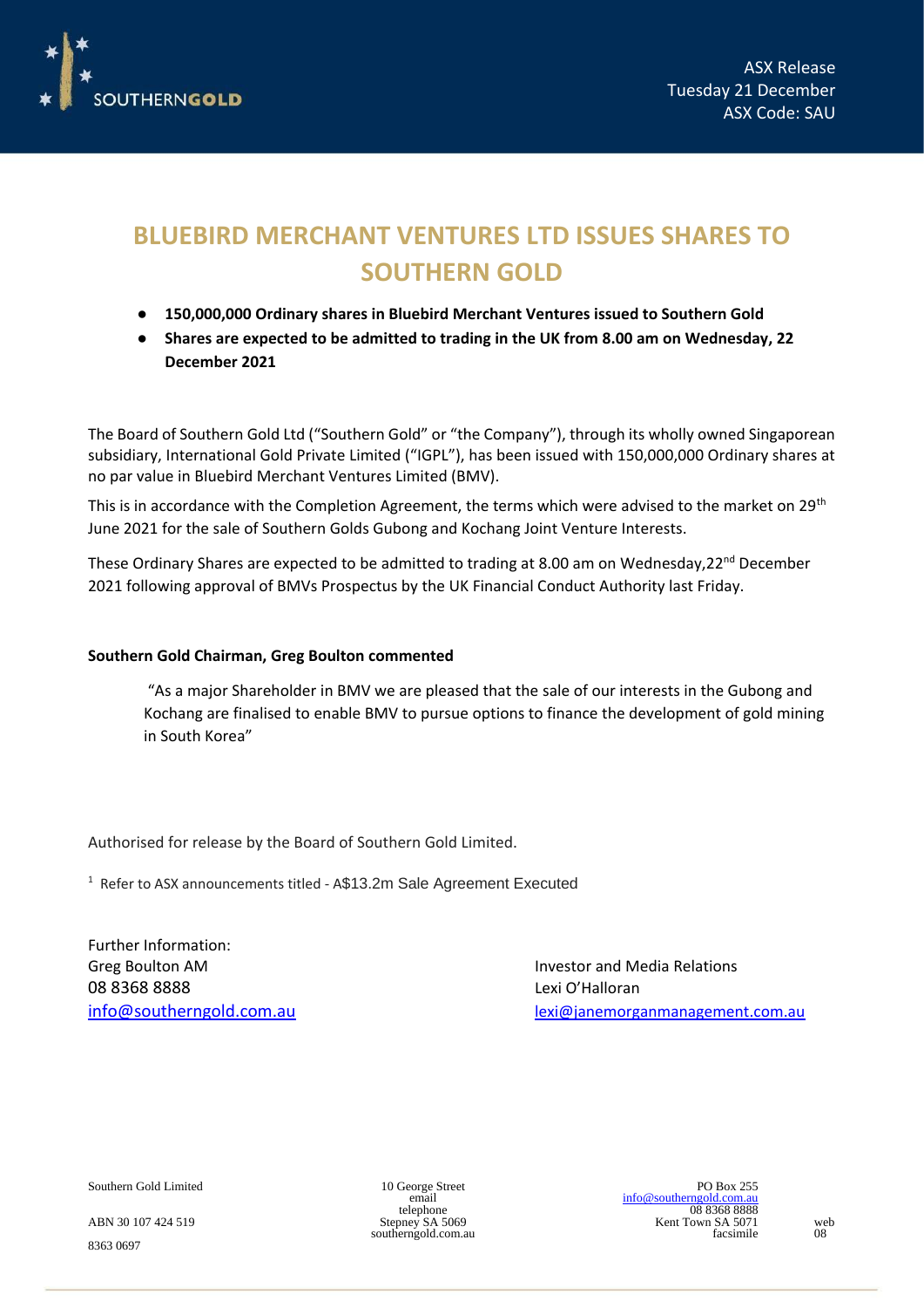ASX Release
Tuesday 21 December
ASX Code: SAU

# BLUEBIRD MERCHANT VENTURES LTD ISSUES SHARES TO SOUTHERN GOLD

- **150,000,000 Ordinary shares in Bluebird Merchant Ventures issued to Southern Gold**
- **Shares are expected to be admitted to trading in the UK from 8.00 am on Wednesday, 22 December 2021**

The Board of Southern Gold Ltd ("Southern Gold" or "the Company"), through its wholly owned Singaporean subsidiary, International Gold Private Limited ("IGPL"), has been issued with 150,000,000 Ordinary shares at no par value in Bluebird Merchant Ventures Limited (BMV).

This is in accordance with the Completion Agreement, the terms which were advised to the market on 29th June 2021 for the sale of Southern Golds Gubong and Kochang Joint Venture Interests.

These Ordinary Shares are expected to be admitted to trading at 8.00 am on Wednesday,22nd December 2021 following approval of BMVs Prospectus by the UK Financial Conduct Authority last Friday.

**Southern Gold Chairman, Greg Boulton commented**

> "As a major Shareholder in BMV we are pleased that the sale of our interests in the Gubong and Kochang are finalised to enable BMV to pursue options to finance the development of gold mining in South Korea"

Authorised for release by the Board of Southern Gold Limited.

[1] Refer to ASX announcements titled - A$13.2m Sale Agreement Executed

Further Information:
Greg Boulton AM
08 8368 8888
info@southerngold.com.au

Investor and Media Relations
Lexi O'Halloran
lexi@janemorganmanagement.com.au

Southern Gold Limited
ABN 30 107 424 519
10 George Street
Stepney SA 5069
PO Box 255
Kent Town SA 5071
telephone 08 8368 8888
facsimile 08 8363 0697
email info@southerngold.com.au
web southerngold.com.au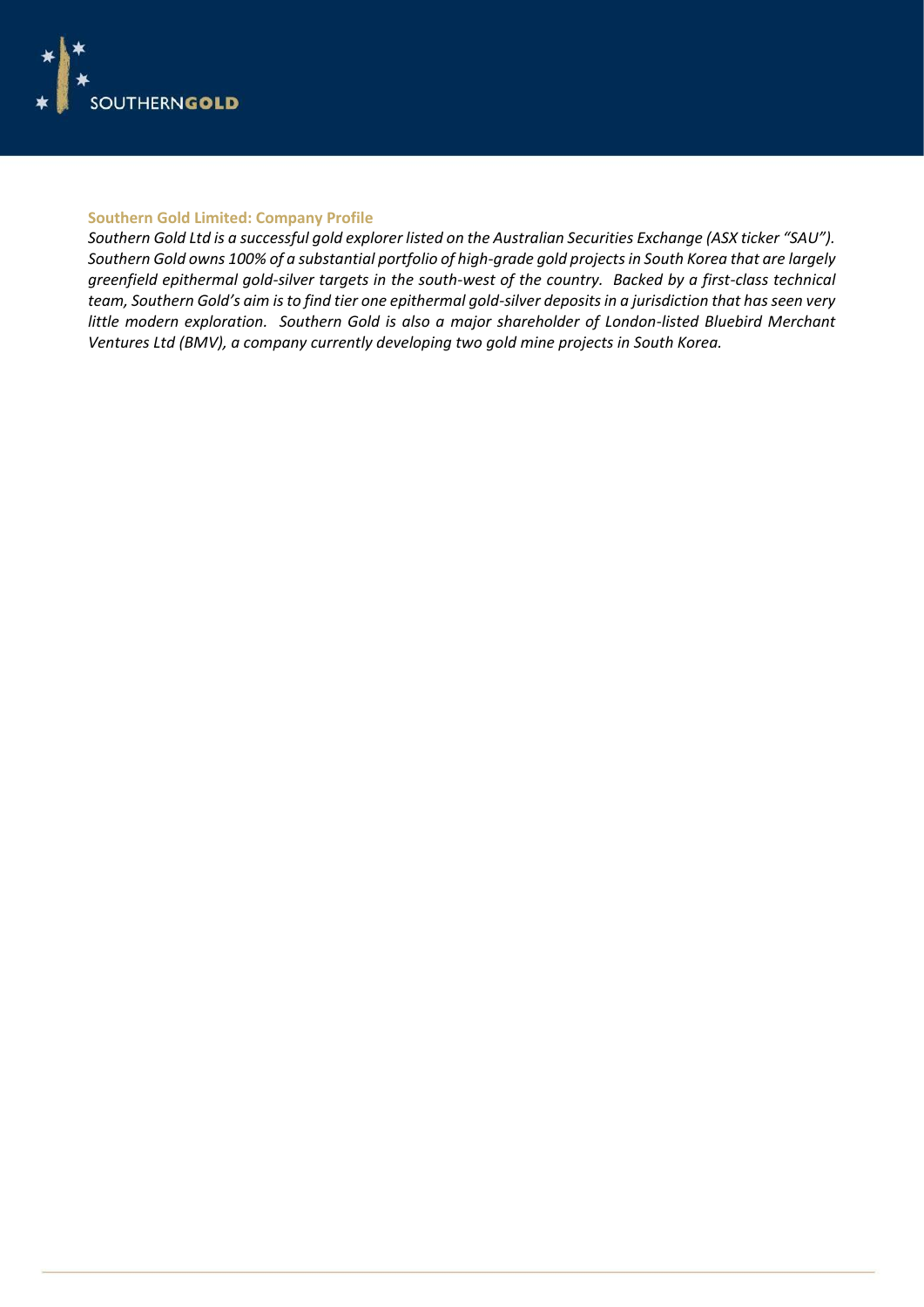**Southern Gold Limited: Company Profile**

*Southern Gold Ltd is a successful gold explorer listed on the Australian Securities Exchange (ASX ticker "SAU"). Southern Gold owns 100% of a substantial portfolio of high-grade gold projects in South Korea that are largely greenfield epithermal gold-silver targets in the south-west of the country. Backed by a first-class technical team, Southern Gold's aim is to find tier one epithermal gold-silver deposits in a jurisdiction that has seen very little modern exploration. Southern Gold is also a major shareholder of London-listed Bluebird Merchant Ventures Ltd (BMV), a company currently developing two gold mine projects in South Korea.*